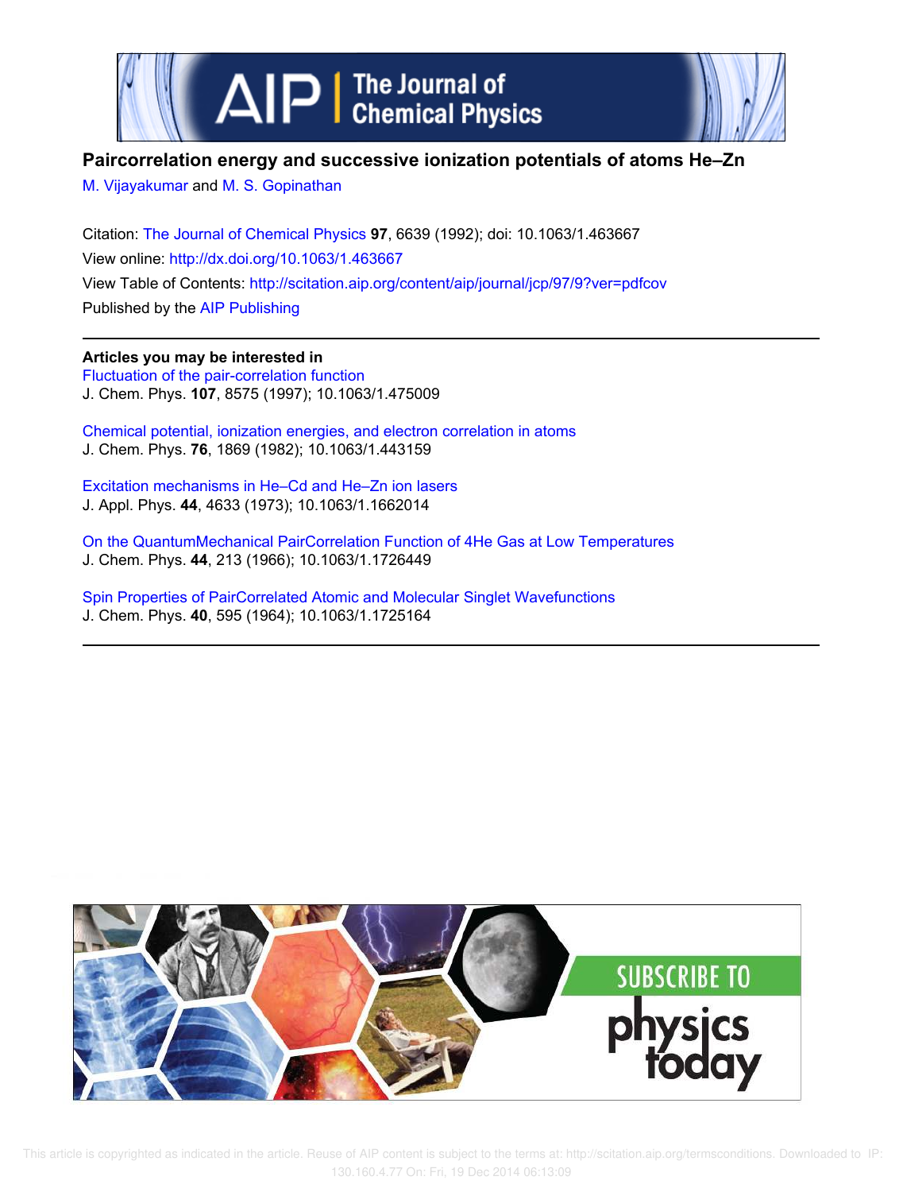# Paircorrelation energy and successive ionization potentials of atoms He–Zn

M. Vijayakumar and M. S. Gopinathan

Citation: The Journal of Chemical Physics **97**, 6639 (1992); doi: 10.1063/1.463667

View online: http://dx.doi.org/10.1063/1.463667

View Table of Contents: http://scitation.aip.org/content/aip/journal/jcp/97/9?ver=pdfcov

Published by the AIP Publishing

**Articles you may be interested in**

Fluctuation of the pair-correlation function
J. Chem. Phys. **107**, 8575 (1997); 10.1063/1.475009

Chemical potential, ionization energies, and electron correlation in atoms
J. Chem. Phys. **76**, 1869 (1982); 10.1063/1.443159

Excitation mechanisms in He–Cd and He–Zn ion lasers
J. Appl. Phys. **44**, 4633 (1973); 10.1063/1.1662014

On the QuantumMechanical PairCorrelation Function of 4He Gas at Low Temperatures
J. Chem. Phys. **44**, 213 (1966); 10.1063/1.1726449

Spin Properties of PairCorrelated Atomic and Molecular Singlet Wavefunctions
J. Chem. Phys. **40**, 595 (1964); 10.1063/1.1725164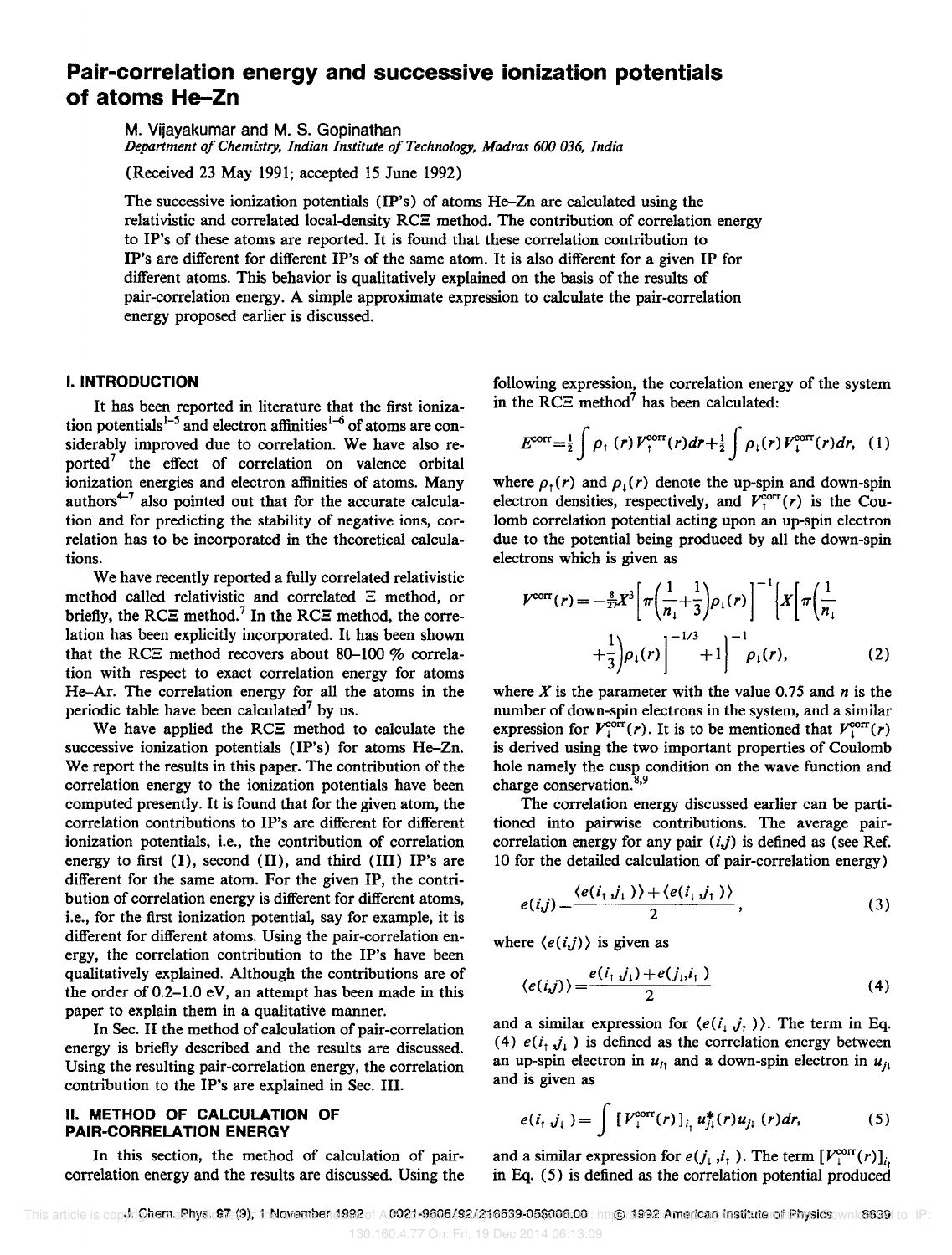# Pair-correlation energy and successive ionization potentials of atoms He–Zn

M. Vijayakumar and M. S. Gopinathan

*Department of Chemistry, Indian Institute of Technology, Madras 600 036, India*

(Received 23 May 1991; accepted 15 June 1992)

The successive ionization potentials (IP's) of atoms He–Zn are calculated using the relativistic and correlated local-density RCΞ method. The contribution of correlation energy to IP's of these atoms are reported. It is found that these correlation contribution to IP's are different for different IP's of the same atom. It is also different for a given IP for different atoms. This behavior is qualitatively explained on the basis of the results of pair-correlation energy. A simple approximate expression to calculate the pair-correlation energy proposed earlier is discussed.

## I. INTRODUCTION

It has been reported in literature that the first ionization potentials[1–5] and electron affinities[1–6] of atoms are considerably improved due to correlation. We have also reported[7] the effect of correlation on valence orbital ionization energies and electron affinities of atoms. Many authors[4–7] also pointed out that for the accurate calculation and for predicting the stability of negative ions, correlation has to be incorporated in the theoretical calculations.

We have recently reported a fully correlated relativistic method called relativistic and correlated Ξ method, or briefly, the RCΞ method.[7] In the RCΞ method, the correlation has been explicitly incorporated. It has been shown that the RCΞ method recovers about 80–100 % correlation with respect to exact correlation energy for atoms He–Ar. The correlation energy for all the atoms in the periodic table have been calculated[7] by us.

We have applied the RCΞ method to calculate the successive ionization potentials (IP's) for atoms He–Zn. We report the results in this paper. The contribution of the correlation energy to the ionization potentials have been computed presently. It is found that for the given atom, the correlation contributions to IP's are different for different ionization potentials, i.e., the contribution of correlation energy to first (I), second (II), and third (III) IP's are different for the same atom. For the given IP, the contribution of correlation energy is different for different atoms, i.e., for the first ionization potential, say for example, it is different for different atoms. Using the pair-correlation energy, the correlation contribution to the IP's have been qualitatively explained. Although the contributions are of the order of 0.2–1.0 eV, an attempt has been made in this paper to explain them in a qualitative manner.

In Sec. II the method of calculation of pair-correlation energy is briefly described and the results are discussed. Using the resulting pair-correlation energy, the correlation contribution to the IP's are explained in Sec. III.

## II. METHOD OF CALCULATION OF PAIR-CORRELATION ENERGY

In this section, the method of calculation of pair-correlation energy and the results are discussed. Using the following expression, the correlation energy of the system in the RCΞ method[7] has been calculated:

$$E^{\text{corr}} = \tfrac{1}{2}\int \rho_{\uparrow}(r)\, V_{\uparrow}^{\text{corr}}(r)\,dr + \tfrac{1}{2}\int \rho_{\downarrow}(r)\, V_{\downarrow}^{\text{corr}}(r)\,dr, \quad (1)$$

where $\rho_{\uparrow}(r)$ and $\rho_{\downarrow}(r)$ denote the up-spin and down-spin electron densities, respectively, and $V_{\uparrow}^{\text{corr}}(r)$ is the Coulomb correlation potential acting upon an up-spin electron due to the potential being produced by all the down-spin electrons which is given as

$$V^{\text{corr}}(r) = -\tfrac{8}{27}X^3\left[\pi\left(\frac{1}{n_{\downarrow}}+\frac{1}{3}\right)\rho_{\downarrow}(r)\right]^{-1}\left\{X\left[\pi\left(\frac{1}{n_{\downarrow}}+\frac{1}{3}\right)\rho_{\downarrow}(r)\right]^{-1/3}+1\right\}^{-1}\rho_{\downarrow}(r), \quad (2)$$

where $X$ is the parameter with the value 0.75 and $n$ is the number of down-spin electrons in the system, and a similar expression for $V_{\downarrow}^{\text{corr}}(r)$. It is to be mentioned that $V_{\uparrow}^{\text{corr}}(r)$ is derived using the two important properties of Coulomb hole namely the cusp condition on the wave function and charge conservation.[8,9]

The correlation energy discussed earlier can be partitioned into pairwise contributions. The average pair-correlation energy for any pair $(i,j)$ is defined as (see Ref. 10 for the detailed calculation of pair-correlation energy)

$$e(i,j) = \frac{\langle e(i_{\uparrow}, j_{\downarrow})\rangle + \langle e(i_{\downarrow}, j_{\uparrow})\rangle}{2}, \quad (3)$$

where $\langle e(i,j)\rangle$ is given as

$$\langle e(i,j)\rangle = \frac{e(i_{\uparrow}, j_{\downarrow}) + e(j_{\downarrow}, i_{\uparrow})}{2} \quad (4)$$

and a similar expression for $\langle e(i_{\downarrow}, j_{\uparrow})\rangle$. The term in Eq. (4) $e(i_{\uparrow}, j_{\downarrow})$ is defined as the correlation energy between an up-spin electron in $u_{i\uparrow}$ and a down-spin electron in $u_{j\downarrow}$ and is given as

$$e(i_{\uparrow}, j_{\downarrow}) = \int [V_{\downarrow}^{\text{corr}}(r)]_{i_{\uparrow}}\, u_{j\downarrow}^{*}(r)\, u_{j\downarrow}(r)\,dr, \quad (5)$$

and a similar expression for $e(j_{\downarrow}, i_{\uparrow})$. The term $[V_{\downarrow}^{\text{corr}}(r)]_{i_{\uparrow}}$ in Eq. (5) is defined as the correlation potential produced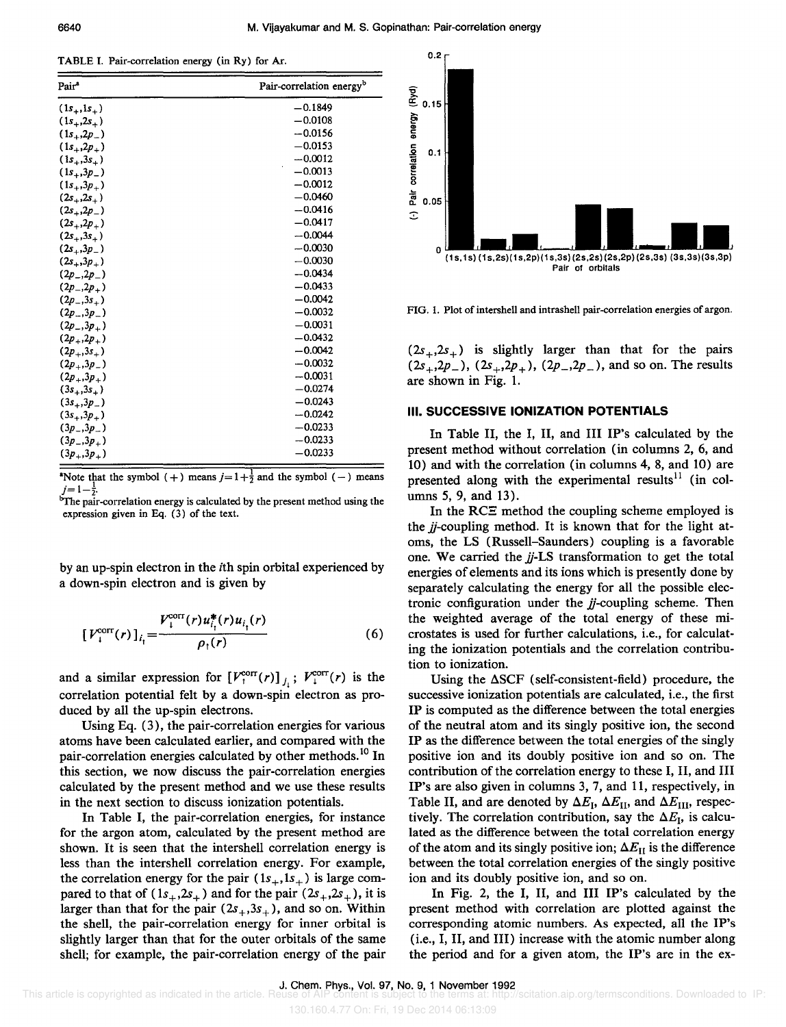TABLE I. Pair-correlation energy (in Ry) for Ar.

| Pair[a] | Pair-correlation energy[b] |
|---|---|
| $(1s_+,1s_+)$ | −0.1849 |
| $(1s_+,2s_+)$ | −0.0108 |
| $(1s_+,2p_-)$ | −0.0156 |
| $(1s_+,2p_+)$ | −0.0153 |
| $(1s_+,3s_+)$ | −0.0012 |
| $(1s_+,3p_-)$ | −0.0013 |
| $(1s_+,3p_+)$ | −0.0012 |
| $(2s_+,2s_+)$ | −0.0460 |
| $(2s_+,2p_-)$ | −0.0416 |
| $(2s_+,2p_+)$ | −0.0417 |
| $(2s_+,3s_+)$ | −0.0044 |
| $(2s_+,3p_-)$ | −0.0030 |
| $(2s_+,3p_+)$ | −0.0030 |
| $(2p_-,2p_-)$ | −0.0434 |
| $(2p_-,2p_+)$ | −0.0433 |
| $(2p_-,3s_+)$ | −0.0042 |
| $(2p_-,3p_-)$ | −0.0032 |
| $(2p_-,3p_+)$ | −0.0031 |
| $(2p_+,2p_+)$ | −0.0432 |
| $(2p_+,3s_+)$ | −0.0042 |
| $(2p_+,3p_-)$ | −0.0032 |
| $(2p_+,3p_+)$ | −0.0031 |
| $(3s_+,3s_+)$ | −0.0274 |
| $(3s_+,3p_-)$ | −0.0243 |
| $(3s_+,3p_+)$ | −0.0242 |
| $(3p_-,3p_-)$ | −0.0233 |
| $(3p_-,3p_+)$ | −0.0233 |
| $(3p_+,3p_+)$ | −0.0233 |

[a]Note that the symbol (+) means $j=1+\frac{1}{2}$ and the symbol (−) means $j=1-\frac{1}{2}$.

[b]The pair-correlation energy is calculated by the present method using the expression given in Eq. (3) of the text.

by an up-spin electron in the *i*th spin orbital experienced by a down-spin electron and is given by

$$[V_{\downarrow}^{\text{corr}}(r)]_{i_\uparrow} = \frac{V_{\downarrow}^{\text{corr}}(r)u_{i_\uparrow}^{*}(r)u_{i_\uparrow}(r)}{\rho_\uparrow(r)} \tag{6}$$

and a similar expression for $[V_{\uparrow}^{\text{corr}}(r)]_{j_\downarrow}$; $V_{\uparrow}^{\text{corr}}(r)$ is the correlation potential felt by a down-spin electron as produced by all the up-spin electrons.

Using Eq. (3), the pair-correlation energies for various atoms have been calculated earlier, and compared with the pair-correlation energies calculated by other methods.[10] In this section, we now discuss the pair-correlation energies calculated by the present method and we use these results in the next section to discuss ionization potentials.

In Table I, the pair-correlation energies, for instance for the argon atom, calculated by the present method are shown. It is seen that the intershell correlation energy is less than the intershell correlation energy. For example, the correlation energy for the pair $(1s_+,1s_+)$ is large compared to that of $(1s_+,2s_+)$ and for the pair $(2s_+,2s_+)$, it is larger than that for the pair $(2s_+,3s_+)$, and so on. Within the shell, the pair-correlation energy for inner orbital is slightly larger than that for the outer orbitals of the same shell; for example, the pair-correlation energy of the pair $(2s_+,2s_+)$ is slightly larger than that for the pairs $(2s_+,2p_-)$, $(2s_+,2p_+)$, $(2p_-,2p_-)$, and so on. The results are shown in Fig. 1.

0.2
0.15
0.1
0.05
0
(-) Pair correlation energy (Ryd)
(1s,1s) (1s,2s) (1s,2p) (1s,3s) (2s,2s) (2s,2p) (2s,3s) (3s,3s) (3s,3p)
Pair of orbitals

FIG. 1. Plot of intershell and intrashell pair-correlation energies of argon.

## III. SUCCESSIVE IONIZATION POTENTIALS

In Table II, the I, II, and III IP's calculated by the present method without correlation (in columns 2, 6, and 10) and with the correlation (in columns 4, 8, and 10) are presented along with the experimental results[11] (in columns 5, 9, and 13).

In the RCΞ method the coupling scheme employed is the *jj*-coupling method. It is known that for the light atoms, the LS (Russell–Saunders) coupling is a favorable one. We carried the *jj*-LS transformation to get the total energies of elements and its ions which is presently done by separately calculating the energy for all the possible electronic configuration under the *jj*-coupling scheme. Then the weighted average of the total energy of these microstates is used for further calculations, i.e., for calculating the ionization potentials and the correlation contribution to ionization.

Using the ΔSCF (self-consistent-field) procedure, the successive ionization potentials are calculated, i.e., the first IP is computed as the difference between the total energies of the neutral atom and its singly positive ion, the second IP as the difference between the total energies of the singly positive ion and its doubly positive ion and so on. The contribution of the correlation energy to these I, II, and III IP's are also given in columns 3, 7, and 11, respectively, in Table II, and are denoted by $\Delta E_{\text{I}}$, $\Delta E_{\text{II}}$, and $\Delta E_{\text{III}}$, respectively. The correlation contribution, say the $\Delta E_{\text{I}}$, is calculated as the difference between the total correlation energy of the atom and its singly positive ion; $\Delta E_{\text{II}}$ is the difference between the total correlation energies of the singly positive ion and its doubly positive ion, and so on.

In Fig. 2, the I, II, and III IP's calculated by the present method with correlation are plotted against the corresponding atomic numbers. As expected, all the IP's (i.e., I, II, and III) increase with the atomic number along the period and for a given atom, the IP's are in the ex-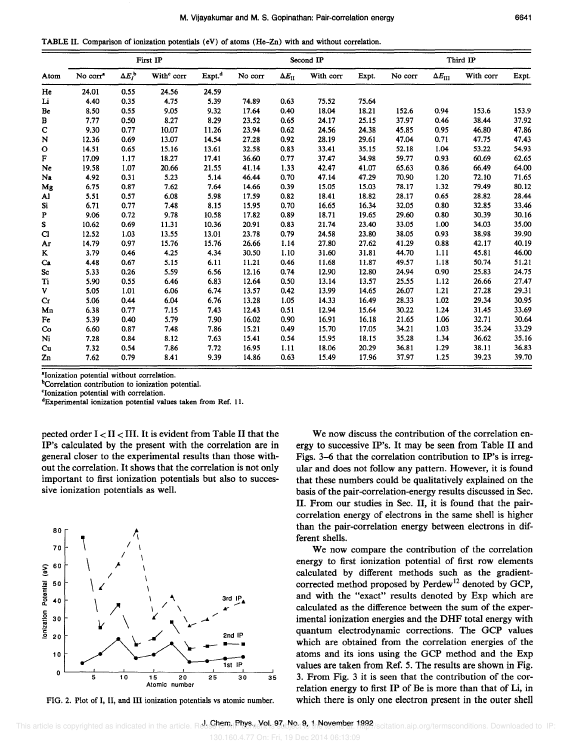TABLE II. Comparison of ionization potentials (eV) of atoms (He–Zn) with and without correlation.

| Atom | First IP | | | | Second IP | | | | Third IP | | | |
|---|---|---|---|---|---|---|---|---|---|---|---|---|
| | No corr[a] | $\Delta E_I$[b] | With[c] corr | Expt.[d] | No corr | $\Delta E_{II}$ | With corr | Expt. | No corr | $\Delta E_{III}$ | With corr | Expt. |
| He | 24.01 | 0.55 | 24.56 | 24.59 | | | | | | | | |
| Li | 4.40 | 0.35 | 4.75 | 5.39 | 74.89 | 0.63 | 75.52 | 75.64 | | | | |
| Be | 8.50 | 0.55 | 9.05 | 9.32 | 17.64 | 0.40 | 18.04 | 18.21 | 152.6 | 0.94 | 153.6 | 153.9 |
| B | 7.77 | 0.50 | 8.27 | 8.29 | 23.52 | 0.65 | 24.17 | 25.15 | 37.97 | 0.46 | 38.44 | 37.92 |
| C | 9.30 | 0.77 | 10.07 | 11.26 | 23.94 | 0.62 | 24.56 | 24.38 | 45.85 | 0.95 | 46.80 | 47.86 |
| N | 12.36 | 0.69 | 13.07 | 14.54 | 27.28 | 0.92 | 28.19 | 29.61 | 47.04 | 0.71 | 47.75 | 47.43 |
| O | 14.51 | 0.65 | 15.16 | 13.61 | 32.58 | 0.83 | 33.41 | 35.15 | 52.18 | 1.04 | 53.22 | 54.93 |
| F | 17.09 | 1.17 | 18.27 | 17.41 | 36.60 | 0.77 | 37.47 | 34.98 | 59.77 | 0.93 | 60.69 | 62.65 |
| Ne | 19.58 | 1.07 | 20.66 | 21.55 | 41.14 | 1.33 | 42.47 | 41.07 | 65.63 | 0.86 | 66.49 | 64.00 |
| Na | 4.92 | 0.31 | 5.23 | 5.14 | 46.44 | 0.70 | 47.14 | 47.29 | 70.90 | 1.20 | 72.10 | 71.65 |
| Mg | 6.75 | 0.87 | 7.62 | 7.64 | 14.66 | 0.39 | 15.05 | 15.03 | 78.17 | 1.32 | 79.49 | 80.12 |
| Al | 5.51 | 0.57 | 6.08 | 5.98 | 17.59 | 0.82 | 18.41 | 18.82 | 28.17 | 0.65 | 28.82 | 28.44 |
| Si | 6.71 | 0.77 | 7.48 | 8.15 | 15.95 | 0.70 | 16.65 | 16.34 | 32.05 | 0.80 | 32.85 | 33.46 |
| P | 9.06 | 0.72 | 9.78 | 10.58 | 17.82 | 0.89 | 18.71 | 19.65 | 29.60 | 0.80 | 30.39 | 30.16 |
| S | 10.62 | 0.69 | 11.31 | 10.36 | 20.91 | 0.83 | 21.74 | 23.40 | 33.05 | 1.00 | 34.03 | 35.00 |
| Cl | 12.52 | 1.03 | 13.55 | 13.01 | 23.78 | 0.79 | 24.58 | 23.80 | 38.05 | 0.93 | 38.98 | 39.90 |
| Ar | 14.79 | 0.97 | 15.76 | 15.76 | 26.66 | 1.14 | 27.80 | 27.62 | 41.29 | 0.88 | 42.17 | 40.19 |
| K | 3.79 | 0.46 | 4.25 | 4.34 | 30.50 | 1.10 | 31.60 | 31.81 | 44.70 | 1.11 | 45.81 | 46.00 |
| Ca | 4.48 | 0.67 | 5.15 | 6.11 | 11.21 | 0.46 | 11.68 | 11.87 | 49.57 | 1.18 | 50.74 | 51.21 |
| Sc | 5.33 | 0.26 | 5.59 | 6.56 | 12.16 | 0.74 | 12.90 | 12.80 | 24.94 | 0.90 | 25.83 | 24.75 |
| Ti | 5.90 | 0.55 | 6.46 | 6.83 | 12.64 | 0.50 | 13.14 | 13.57 | 25.55 | 1.12 | 26.66 | 27.47 |
| V | 5.05 | 1.01 | 6.06 | 6.74 | 13.57 | 0.42 | 13.99 | 14.65 | 26.07 | 1.21 | 27.28 | 29.31 |
| Cr | 5.06 | 0.44 | 6.04 | 6.76 | 13.28 | 1.05 | 14.33 | 16.49 | 28.33 | 1.02 | 29.34 | 30.95 |
| Mn | 6.38 | 0.77 | 7.15 | 7.43 | 12.43 | 0.51 | 12.94 | 15.64 | 30.22 | 1.24 | 31.45 | 33.69 |
| Fe | 5.39 | 0.40 | 5.79 | 7.90 | 16.02 | 0.90 | 16.91 | 16.18 | 21.65 | 1.06 | 32.71 | 30.64 |
| Co | 6.60 | 0.87 | 7.48 | 7.86 | 15.21 | 0.49 | 15.70 | 17.05 | 34.21 | 1.03 | 35.24 | 33.29 |
| Ni | 7.28 | 0.84 | 8.12 | 7.63 | 15.41 | 0.54 | 15.95 | 18.15 | 35.28 | 1.34 | 36.62 | 35.16 |
| Cu | 7.32 | 0.54 | 7.86 | 7.72 | 16.95 | 1.11 | 18.06 | 20.29 | 36.81 | 1.29 | 38.11 | 36.83 |
| Zn | 7.62 | 0.79 | 8.41 | 9.39 | 14.86 | 0.63 | 15.49 | 17.96 | 37.97 | 1.25 | 39.23 | 39.70 |

[a]Ionization potential without correlation.
[b]Correlation contribution to ionization potential.
[c]Ionization potential with correlation.
[d]Experimental ionization potential values taken from Ref. 11.

pected order I < II < III. It is evident from Table II that the IP's calculated by the present with the correlation are in general closer to the experimental results than those without the correlation. It shows that the correlation is not only important to first ionization potentials but also to successive ionization potentials as well.

Ionization Potential (eV)
80
70
60
50
40
30
20
10
0
5 10 15 20 25 30 35
Atomic number
3rd IP
2nd IP
1st IP

FIG. 2. Plot of I, II, and III ionization potentials vs atomic number.

We now discuss the contribution of the correlation energy to successive IP's. It may be seen from Table II and Figs. 3–6 that the correlation contribution to IP's is irregular and does not follow any pattern. However, it is found that these numbers could be qualitatively explained on the basis of the pair-correlation-energy results discussed in Sec. II. From our studies in Sec. II, it is found that the pair-correlation energy of electrons in the same shell is higher than the pair-correlation energy between electrons in different shells.

We now compare the contribution of the correlation energy to first ionization potential of first row elements calculated by different methods such as the gradient-corrected method proposed by Perdew[12] denoted by GCP, and with the "exact" results denoted by Exp which are calculated as the difference between the sum of the experimental ionization energies and the DHF total energy with quantum electrodynamic corrections. The GCP values which are obtained from the correlation energies of the atoms and its ions using the GCP method and the Exp values are taken from Ref. 5. The results are shown in Fig. 3. From Fig. 3 it is seen that the contribution of the correlation energy to first IP of Be is more than that of Li, in which there is only one electron present in the outer shell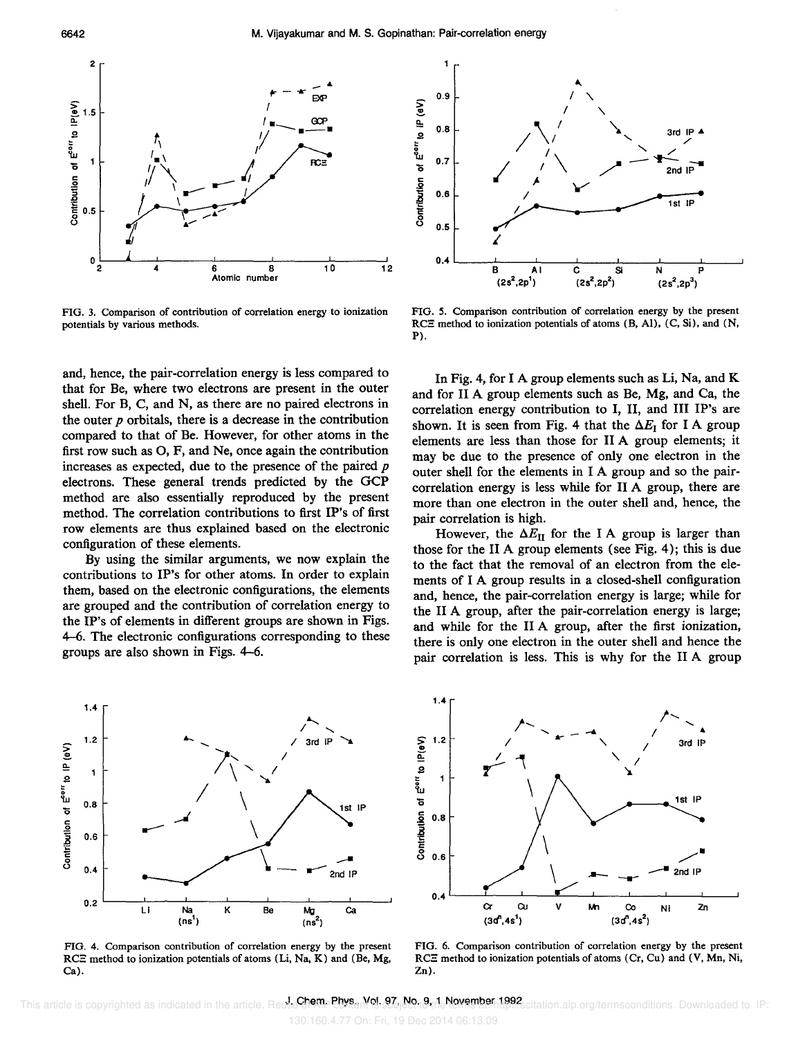2
1.5
1
0.5
0
Contribution of $E^{corr}$ to IP(eV)
2 4 6 8 10 12
Atomic number
EXP
GCP
RCΞ

FIG. 3. Comparison of contribution of correlation energy to ionization potentials by various methods.

1
0.9
0.8
0.7
0.6
0.5
0.4
Contribution of $E^{corr}$ to IP (eV)
B Al C Si N P
$(2s^2,2p^1)$ $(2s^2,2p^2)$ $(2s^2,2p^3)$
3rd IP
2nd IP
1st IP

FIG. 5. Comparison contribution of correlation energy by the present RCΞ method to ionization potentials of atoms (B, Al), (C, Si), and (N, P).

and, hence, the pair-correlation energy is less compared to that for Be, where two electrons are present in the outer shell. For B, C, and N, as there are no paired electrons in the outer $p$ orbitals, there is a decrease in the contribution compared to that of Be. However, for other atoms in the first row such as O, F, and Ne, once again the contribution increases as expected, due to the presence of the paired $p$ electrons. These general trends predicted by the GCP method are also essentially reproduced by the present method. The correlation contributions to first IP's of first row elements are thus explained based on the electronic configuration of these elements.

By using the similar arguments, we now explain the contributions to IP's for other atoms. In order to explain them, based on the electronic configurations, the elements are grouped and the contribution of correlation energy to the IP's of elements in different groups are shown in Figs. 4–6. The electronic configurations corresponding to these groups are also shown in Figs. 4–6.

In Fig. 4, for I A group elements such as Li, Na, and K and for II A group elements such as Be, Mg, and Ca, the correlation energy contribution to I, II, and III IP's are shown. It is seen from Fig. 4 that the $\Delta E_{\mathrm{I}}$ for I A group elements are less than those for II A group elements; it may be due to the presence of only one electron in the outer shell for the elements in I A group and so the pair-correlation energy is less while for II A group, there are more than one electron in the outer shell and, hence, the pair correlation is high.

However, the $\Delta E_{\mathrm{II}}$ for the I A group is larger than those for the II A group elements (see Fig. 4); this is due to the fact that the removal of an electron from the elements of I A group results in a closed-shell configuration and, hence, the pair-correlation energy is large; while for the II A group, after the pair-correlation energy is large; and while for the II A group, after the first ionization, there is only one electron in the outer shell and hence the pair correlation is less. This is why for the II A group

1.4
1.2
1
0.8
0.6
0.4
0.2
Contribution of $E^{corr}$ to IP (eV)
Li Na K Be Mg Ca
$(ns^1)$ $(ns^2)$
3rd IP
1st IP
2nd IP

FIG. 4. Comparison contribution of correlation energy by the present RCΞ method to ionization potentials of atoms (Li, Na, K) and (Be, Mg, Ca).

1.4
1.2
1
0.8
0.6
0.4
Contribution of $E^{corr}$ to IP(eV)
Cr Cu V Mn Co Ni Zn
$(3d^n,4s^1)$ $(3d^n,4s^2)$
3rd IP
1st IP
2nd IP

FIG. 6. Comparison contribution of correlation energy by the present RCΞ method to ionization potentials of atoms (Cr, Cu) and (V, Mn, Ni, Zn).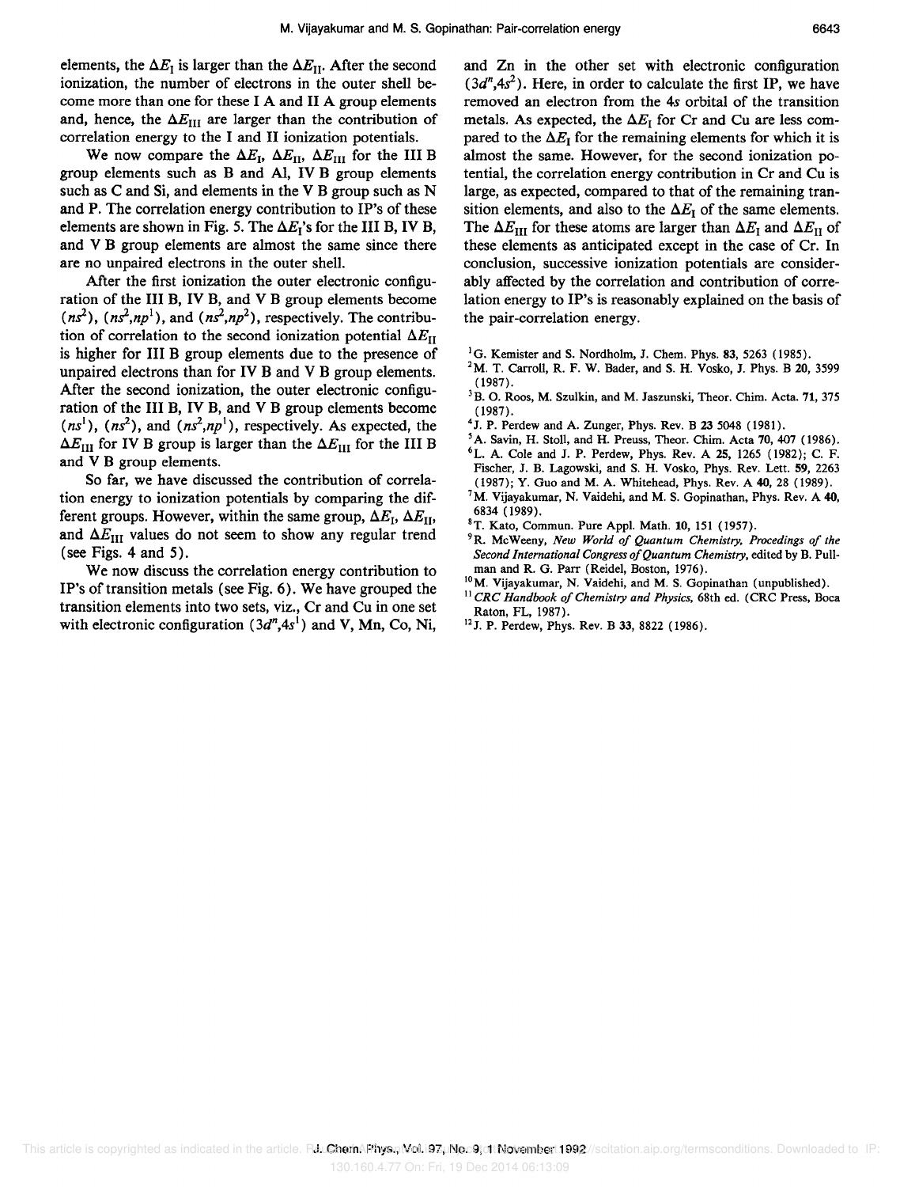elements, the $\Delta E_{\rm I}$ is larger than the $\Delta E_{\rm II}$. After the second ionization, the number of electrons in the outer shell become more than one for these I A and II A group elements and, hence, the $\Delta E_{\rm III}$ are larger than the contribution of correlation energy to the I and II ionization potentials.

We now compare the $\Delta E_{\rm I}$, $\Delta E_{\rm II}$, $\Delta E_{\rm III}$ for the III B group elements such as B and Al, IV B group elements such as C and Si, and elements in the V B group such as N and P. The correlation energy contribution to IP's of these elements are shown in Fig. 5. The $\Delta E_{\rm I}$'s for the III B, IV B, and V B group elements are almost the same since there are no unpaired electrons in the outer shell.

After the first ionization the outer electronic configuration of the III B, IV B, and V B group elements become $(ns^2)$, $(ns^2,np^1)$, and $(ns^2,np^2)$, respectively. The contribution of correlation to the second ionization potential $\Delta E_{\rm II}$ is higher for III B group elements due to the presence of unpaired electrons than for IV B and V B group elements. After the second ionization, the outer electronic configuration of the III B, IV B, and V B group elements become $(ns^1)$, $(ns^2)$, and $(ns^2,np^1)$, respectively. As expected, the $\Delta E_{\rm III}$ for IV B group is larger than the $\Delta E_{\rm III}$ for the III B and V B group elements.

So far, we have discussed the contribution of correlation energy to ionization potentials by comparing the different groups. However, within the same group, $\Delta E_{\rm I}$, $\Delta E_{\rm II}$, and $\Delta E_{\rm III}$ values do not seem to show any regular trend (see Figs. 4 and 5).

We now discuss the correlation energy contribution to IP's of transition metals (see Fig. 6). We have grouped the transition elements into two sets, viz., Cr and Cu in one set with electronic configuration $(3d^n,4s^1)$ and V, Mn, Co, Ni, and Zn in the other set with electronic configuration $(3d^n,4s^2)$. Here, in order to calculate the first IP, we have removed an electron from the 4*s* orbital of the transition metals. As expected, the $\Delta E_{\rm I}$ for Cr and Cu are less compared to the $\Delta E_{\rm I}$ for the remaining elements for which it is almost the same. However, for the second ionization potential, the correlation energy contribution in Cr and Cu is large, as expected, compared to that of the remaining transition elements, and also to the $\Delta E_{\rm I}$ of the same elements. The $\Delta E_{\rm III}$ for these atoms are larger than $\Delta E_{\rm I}$ and $\Delta E_{\rm II}$ of these elements as anticipated except in the case of Cr. In conclusion, successive ionization potentials are considerably affected by the correlation and contribution of correlation energy to IP's is reasonably explained on the basis of the pair-correlation energy.

[1] G. Kemister and S. Nordholm, J. Chem. Phys. **83**, 5263 (1985).

[2] M. T. Carroll, R. F. W. Bader, and S. H. Vosko, J. Phys. B **20**, 3599 (1987).

[3] B. O. Roos, M. Szulkin, and M. Jaszunski, Theor. Chim. Acta. **71**, 375 (1987).

[4] J. P. Perdew and A. Zunger, Phys. Rev. B **23** 5048 (1981).

[5] A. Savin, H. Stoll, and H. Preuss, Theor. Chim. Acta **70**, 407 (1986).

[6] L. A. Cole and J. P. Perdew, Phys. Rev. A **25**, 1265 (1982); C. F. Fischer, J. B. Lagowski, and S. H. Vosko, Phys. Rev. Lett. **59**, 2263 (1987); Y. Guo and M. A. Whitehead, Phys. Rev. A **40**, 28 (1989).

[7] M. Vijayakumar, N. Vaidehi, and M. S. Gopinathan, Phys. Rev. A **40**, 6834 (1989).

[8] T. Kato, Commun. Pure Appl. Math. **10**, 151 (1957).

[9] R. McWeeny, *New World of Quantum Chemistry, Procedings of the Second International Congress of Quantum Chemistry*, edited by B. Pullman and R. G. Parr (Reidel, Boston, 1976).

[10] M. Vijayakumar, N. Vaidehi, and M. S. Gopinathan (unpublished).

[11] *CRC Handbook of Chemistry and Physics*, 68th ed. (CRC Press, Boca Raton, FL, 1987).

[12] J. P. Perdew, Phys. Rev. B **33**, 8822 (1986).